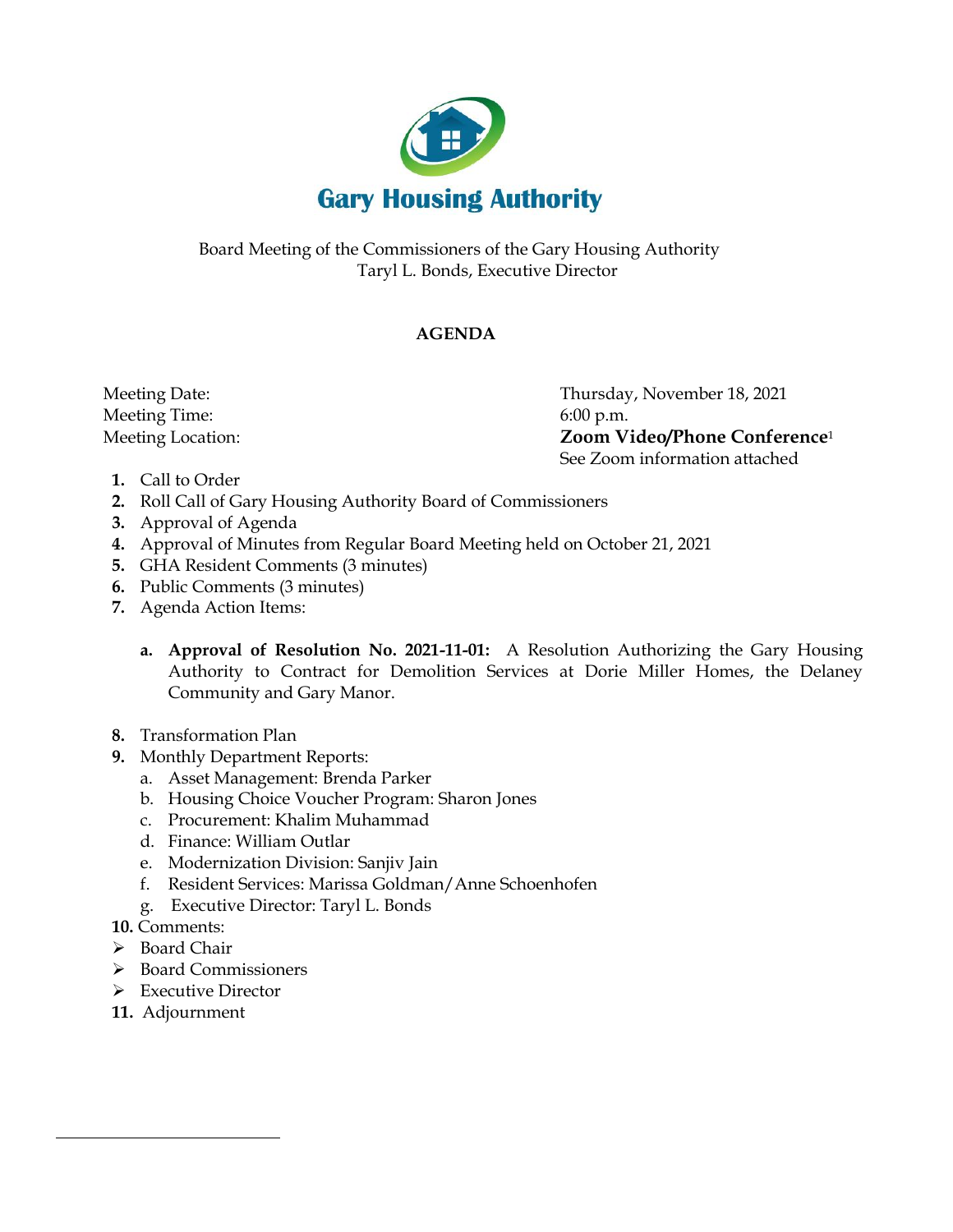# Gary Housing Authority

Board Meeting of the Commissioners of the Gary Housing Authority
Taryl L. Bonds, Executive Director

## AGENDA

| | |
|---|---|
| Meeting Date: | Thursday, November 18, 2021 |
| Meeting Time: | 6:00 p.m. |
| Meeting Location: | **Zoom Video/Phone Conference**[1] |
| | See Zoom information attached |

1. Call to Order
2. Roll Call of Gary Housing Authority Board of Commissioners
3. Approval of Agenda
4. Approval of Minutes from Regular Board Meeting held on October 21, 2021
5. GHA Resident Comments (3 minutes)
6. Public Comments (3 minutes)
7. Agenda Action Items:

   a. **Approval of Resolution No. 2021-11-01:** A Resolution Authorizing the Gary Housing Authority to Contract for Demolition Services at Dorie Miller Homes, the Delaney Community and Gary Manor.

8. Transformation Plan
9. Monthly Department Reports:
   a. Asset Management: Brenda Parker
   b. Housing Choice Voucher Program: Sharon Jones
   c. Procurement: Khalim Muhammad
   d. Finance: William Outlar
   e. Modernization Division: Sanjiv Jain
   f. Resident Services: Marissa Goldman/Anne Schoenhofen
   g. Executive Director: Taryl L. Bonds
10. Comments:
    - Board Chair
    - Board Commissioners
    - Executive Director
11. Adjournment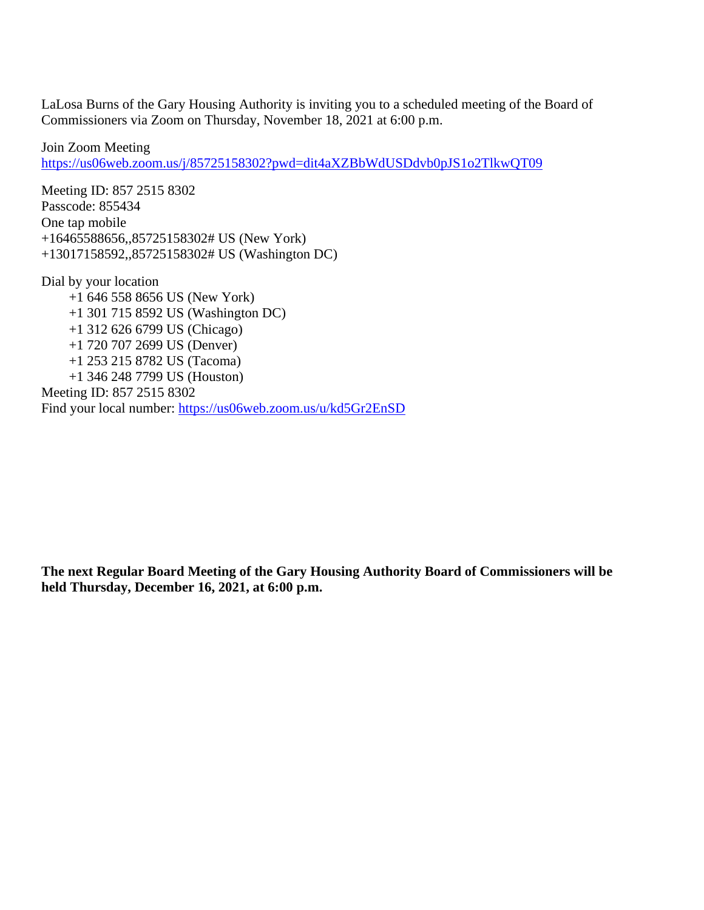LaLosa Burns of the Gary Housing Authority is inviting you to a scheduled meeting of the Board of Commissioners via Zoom on Thursday, November 18, 2021 at 6:00 p.m.

Join Zoom Meeting
https://us06web.zoom.us/j/85725158302?pwd=dit4aXZBbWdUSDdvb0pJS1o2TlkwQT09

Meeting ID: 857 2515 8302
Passcode: 855434
One tap mobile
+16465588656,,85725158302# US (New York)
+13017158592,,85725158302# US (Washington DC)

Dial by your location
+1 646 558 8656 US (New York)
+1 301 715 8592 US (Washington DC)
+1 312 626 6799 US (Chicago)
+1 720 707 2699 US (Denver)
+1 253 215 8782 US (Tacoma)
+1 346 248 7799 US (Houston)
Meeting ID: 857 2515 8302
Find your local number: https://us06web.zoom.us/u/kd5Gr2EnSD

**The next Regular Board Meeting of the Gary Housing Authority Board of Commissioners will be held Thursday, December 16, 2021, at 6:00 p.m.**